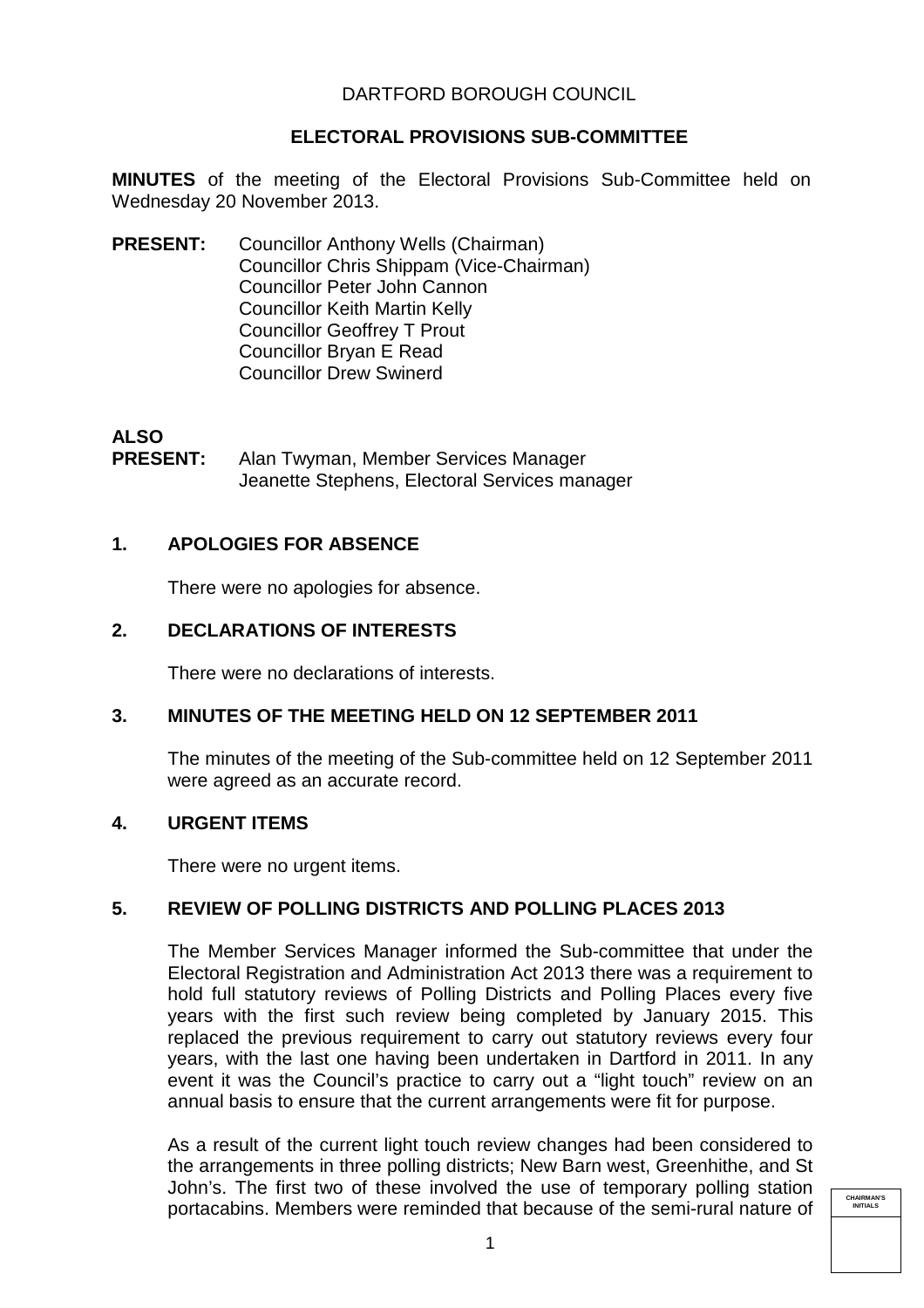DARTFORD BOROUGH COUNCIL

**ELECTORAL PROVISIONS SUB-COMMITTEE**

**MINUTES** of the meeting of the Electoral Provisions Sub-Committee held on Wednesday 20 November 2013.

**PRESENT:** Councillor Anthony Wells (Chairman)
Councillor Chris Shippam (Vice-Chairman)
Councillor Peter John Cannon
Councillor Keith Martin Kelly
Councillor Geoffrey T Prout
Councillor Bryan E Read
Councillor Drew Swinerd

**ALSO PRESENT:** Alan Twyman, Member Services Manager
Jeanette Stephens, Electoral Services manager

## 1. APOLOGIES FOR ABSENCE

There were no apologies for absence.

## 2. DECLARATIONS OF INTERESTS

There were no declarations of interests.

## 3. MINUTES OF THE MEETING HELD ON 12 SEPTEMBER 2011

The minutes of the meeting of the Sub-committee held on 12 September 2011 were agreed as an accurate record.

## 4. URGENT ITEMS

There were no urgent items.

## 5. REVIEW OF POLLING DISTRICTS AND POLLING PLACES 2013

The Member Services Manager informed the Sub-committee that under the Electoral Registration and Administration Act 2013 there was a requirement to hold full statutory reviews of Polling Districts and Polling Places every five years with the first such review being completed by January 2015. This replaced the previous requirement to carry out statutory reviews every four years, with the last one having been undertaken in Dartford in 2011. In any event it was the Council's practice to carry out a "light touch" review on an annual basis to ensure that the current arrangements were fit for purpose.

As a result of the current light touch review changes had been considered to the arrangements in three polling districts; New Barn west, Greenhithe, and St John's. The first two of these involved the use of temporary polling station portacabins. Members were reminded that because of the semi-rural nature of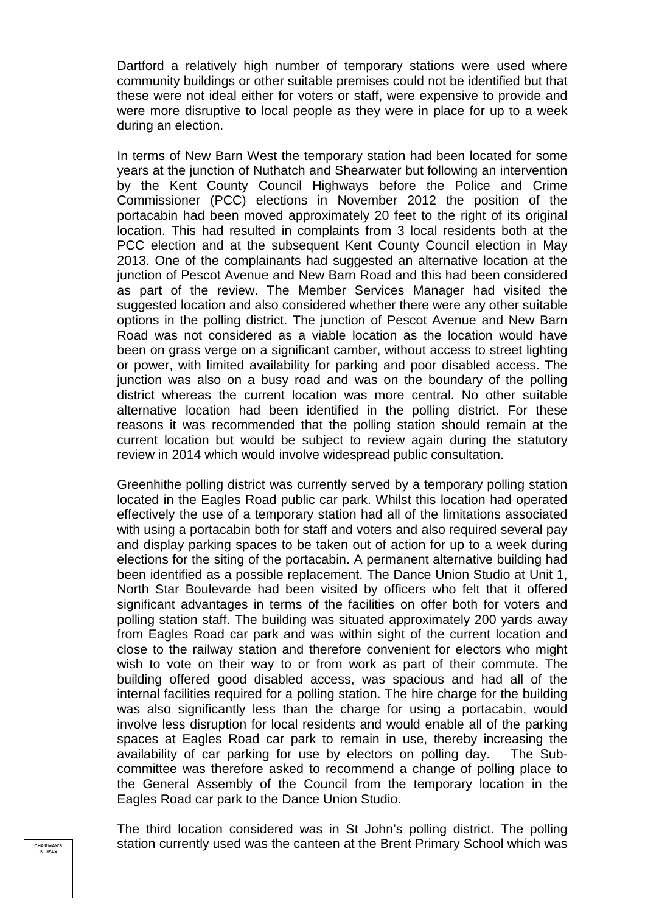Dartford a relatively high number of temporary stations were used where community buildings or other suitable premises could not be identified but that these were not ideal either for voters or staff, were expensive to provide and were more disruptive to local people as they were in place for up to a week during an election.

In terms of New Barn West the temporary station had been located for some years at the junction of Nuthatch and Shearwater but following an intervention by the Kent County Council Highways before the Police and Crime Commissioner (PCC) elections in November 2012 the position of the portacabin had been moved approximately 20 feet to the right of its original location. This had resulted in complaints from 3 local residents both at the PCC election and at the subsequent Kent County Council election in May 2013. One of the complainants had suggested an alternative location at the junction of Pescot Avenue and New Barn Road and this had been considered as part of the review. The Member Services Manager had visited the suggested location and also considered whether there were any other suitable options in the polling district. The junction of Pescot Avenue and New Barn Road was not considered as a viable location as the location would have been on grass verge on a significant camber, without access to street lighting or power, with limited availability for parking and poor disabled access. The junction was also on a busy road and was on the boundary of the polling district whereas the current location was more central. No other suitable alternative location had been identified in the polling district. For these reasons it was recommended that the polling station should remain at the current location but would be subject to review again during the statutory review in 2014 which would involve widespread public consultation.

Greenhithe polling district was currently served by a temporary polling station located in the Eagles Road public car park. Whilst this location had operated effectively the use of a temporary station had all of the limitations associated with using a portacabin both for staff and voters and also required several pay and display parking spaces to be taken out of action for up to a week during elections for the siting of the portacabin. A permanent alternative building had been identified as a possible replacement. The Dance Union Studio at Unit 1, North Star Boulevarde had been visited by officers who felt that it offered significant advantages in terms of the facilities on offer both for voters and polling station staff. The building was situated approximately 200 yards away from Eagles Road car park and was within sight of the current location and close to the railway station and therefore convenient for electors who might wish to vote on their way to or from work as part of their commute. The building offered good disabled access, was spacious and had all of the internal facilities required for a polling station. The hire charge for the building was also significantly less than the charge for using a portacabin, would involve less disruption for local residents and would enable all of the parking spaces at Eagles Road car park to remain in use, thereby increasing the availability of car parking for use by electors on polling day. The Sub-committee was therefore asked to recommend a change of polling place to the General Assembly of the Council from the temporary location in the Eagles Road car park to the Dance Union Studio.

The third location considered was in St John's polling district. The polling station currently used was the canteen at the Brent Primary School which was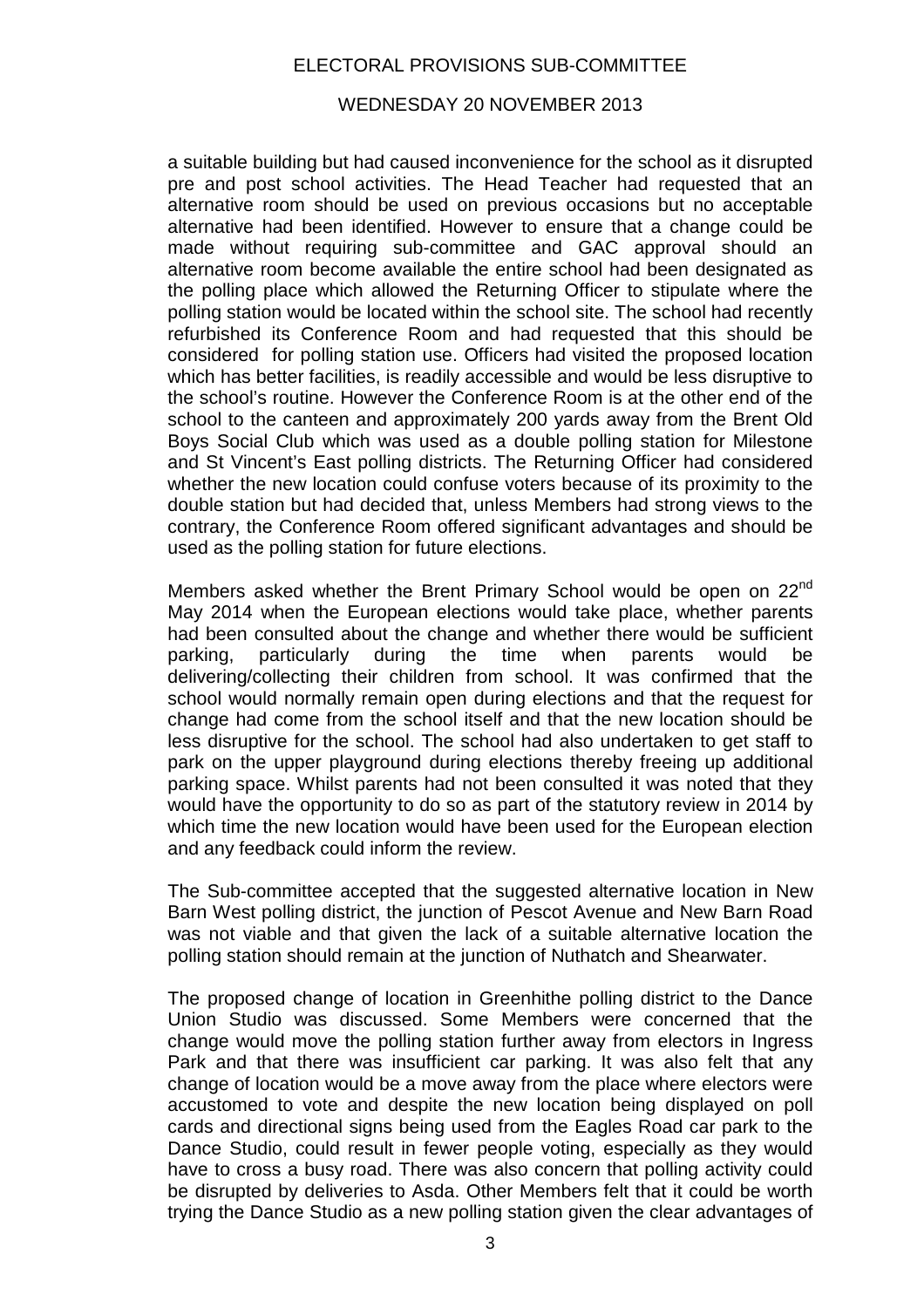a suitable building but had caused inconvenience for the school as it disrupted pre and post school activities. The Head Teacher had requested that an alternative room should be used on previous occasions but no acceptable alternative had been identified. However to ensure that a change could be made without requiring sub-committee and GAC approval should an alternative room become available the entire school had been designated as the polling place which allowed the Returning Officer to stipulate where the polling station would be located within the school site. The school had recently refurbished its Conference Room and had requested that this should be considered for polling station use. Officers had visited the proposed location which has better facilities, is readily accessible and would be less disruptive to the school's routine. However the Conference Room is at the other end of the school to the canteen and approximately 200 yards away from the Brent Old Boys Social Club which was used as a double polling station for Milestone and St Vincent's East polling districts. The Returning Officer had considered whether the new location could confuse voters because of its proximity to the double station but had decided that, unless Members had strong views to the contrary, the Conference Room offered significant advantages and should be used as the polling station for future elections.

Members asked whether the Brent Primary School would be open on 22nd May 2014 when the European elections would take place, whether parents had been consulted about the change and whether there would be sufficient parking, particularly during the time when parents would be delivering/collecting their children from school. It was confirmed that the school would normally remain open during elections and that the request for change had come from the school itself and that the new location should be less disruptive for the school. The school had also undertaken to get staff to park on the upper playground during elections thereby freeing up additional parking space. Whilst parents had not been consulted it was noted that they would have the opportunity to do so as part of the statutory review in 2014 by which time the new location would have been used for the European election and any feedback could inform the review.

The Sub-committee accepted that the suggested alternative location in New Barn West polling district, the junction of Pescot Avenue and New Barn Road was not viable and that given the lack of a suitable alternative location the polling station should remain at the junction of Nuthatch and Shearwater.

The proposed change of location in Greenhithe polling district to the Dance Union Studio was discussed. Some Members were concerned that the change would move the polling station further away from electors in Ingress Park and that there was insufficient car parking. It was also felt that any change of location would be a move away from the place where electors were accustomed to vote and despite the new location being displayed on poll cards and directional signs being used from the Eagles Road car park to the Dance Studio, could result in fewer people voting, especially as they would have to cross a busy road. There was also concern that polling activity could be disrupted by deliveries to Asda. Other Members felt that it could be worth trying the Dance Studio as a new polling station given the clear advantages of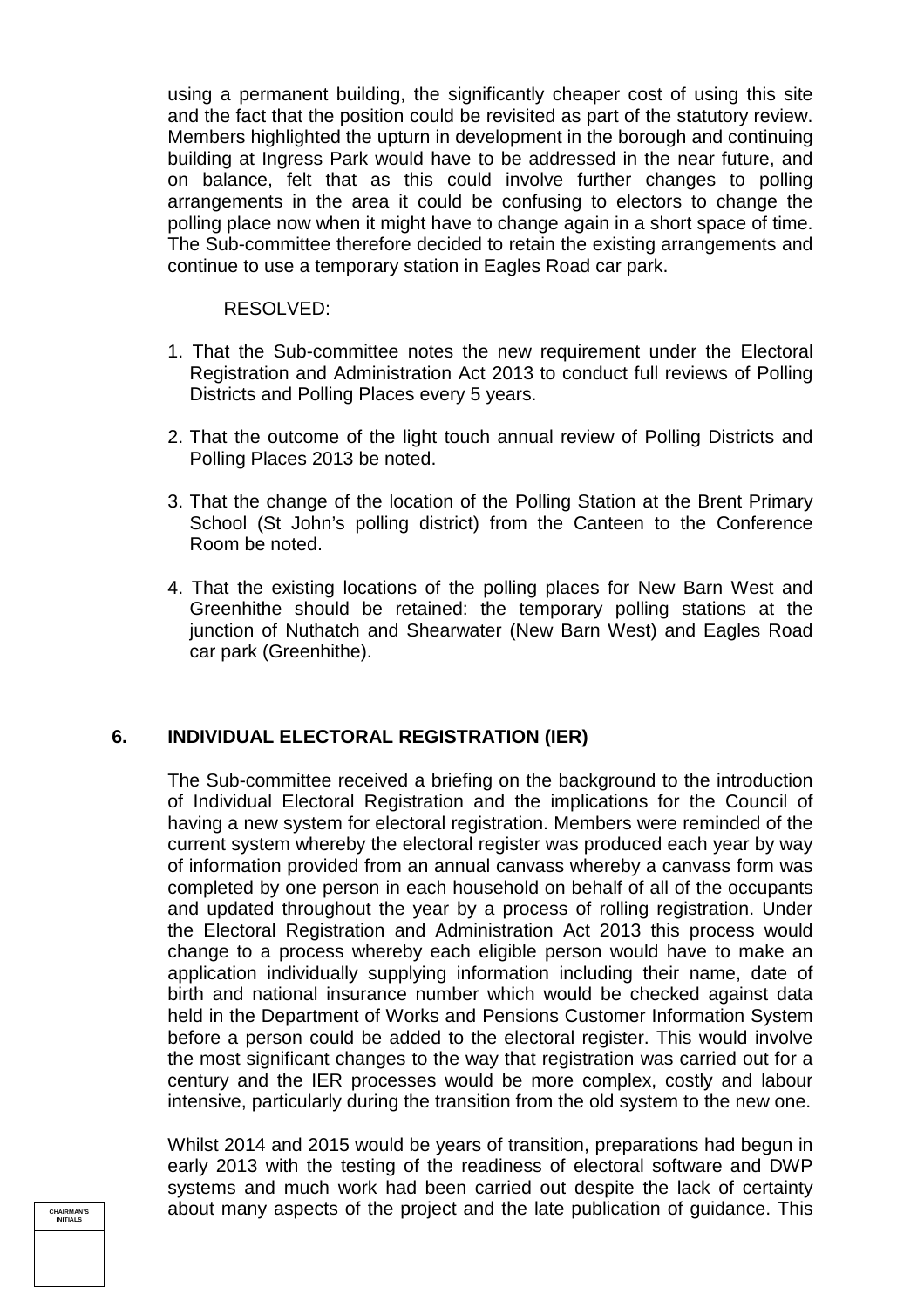using a permanent building, the significantly cheaper cost of using this site and the fact that the position could be revisited as part of the statutory review. Members highlighted the upturn in development in the borough and continuing building at Ingress Park would have to be addressed in the near future, and on balance, felt that as this could involve further changes to polling arrangements in the area it could be confusing to electors to change the polling place now when it might have to change again in a short space of time. The Sub-committee therefore decided to retain the existing arrangements and continue to use a temporary station in Eagles Road car park.

RESOLVED:

1. That the Sub-committee notes the new requirement under the Electoral Registration and Administration Act 2013 to conduct full reviews of Polling Districts and Polling Places every 5 years.

2. That the outcome of the light touch annual review of Polling Districts and Polling Places 2013 be noted.

3. That the change of the location of the Polling Station at the Brent Primary School (St John's polling district) from the Canteen to the Conference Room be noted.

4. That the existing locations of the polling places for New Barn West and Greenhithe should be retained: the temporary polling stations at the junction of Nuthatch and Shearwater (New Barn West) and Eagles Road car park (Greenhithe).

## 6. INDIVIDUAL ELECTORAL REGISTRATION (IER)

The Sub-committee received a briefing on the background to the introduction of Individual Electoral Registration and the implications for the Council of having a new system for electoral registration. Members were reminded of the current system whereby the electoral register was produced each year by way of information provided from an annual canvass whereby a canvass form was completed by one person in each household on behalf of all of the occupants and updated throughout the year by a process of rolling registration. Under the Electoral Registration and Administration Act 2013 this process would change to a process whereby each eligible person would have to make an application individually supplying information including their name, date of birth and national insurance number which would be checked against data held in the Department of Works and Pensions Customer Information System before a person could be added to the electoral register. This would involve the most significant changes to the way that registration was carried out for a century and the IER processes would be more complex, costly and labour intensive, particularly during the transition from the old system to the new one.

Whilst 2014 and 2015 would be years of transition, preparations had begun in early 2013 with the testing of the readiness of electoral software and DWP systems and much work had been carried out despite the lack of certainty about many aspects of the project and the late publication of guidance. This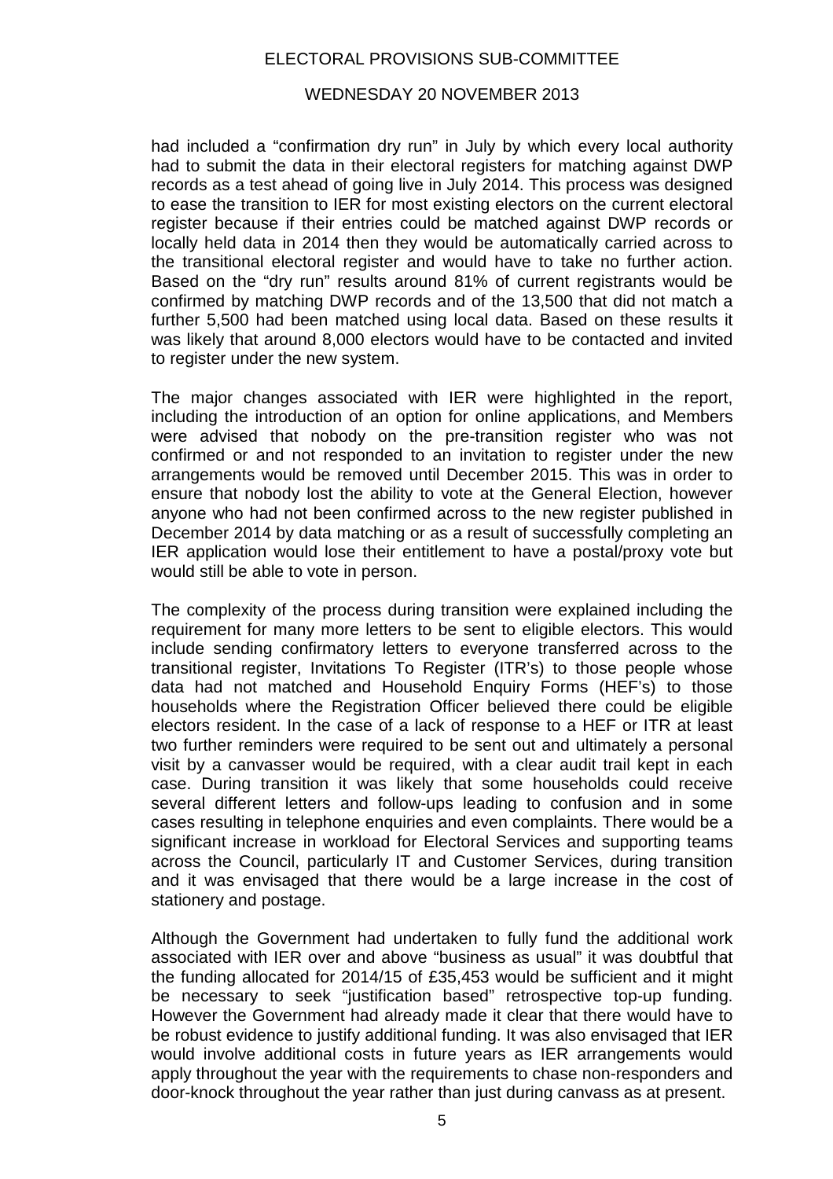had included a "confirmation dry run" in July by which every local authority had to submit the data in their electoral registers for matching against DWP records as a test ahead of going live in July 2014. This process was designed to ease the transition to IER for most existing electors on the current electoral register because if their entries could be matched against DWP records or locally held data in 2014 then they would be automatically carried across to the transitional electoral register and would have to take no further action. Based on the "dry run" results around 81% of current registrants would be confirmed by matching DWP records and of the 13,500 that did not match a further 5,500 had been matched using local data. Based on these results it was likely that around 8,000 electors would have to be contacted and invited to register under the new system.

The major changes associated with IER were highlighted in the report, including the introduction of an option for online applications, and Members were advised that nobody on the pre-transition register who was not confirmed or and not responded to an invitation to register under the new arrangements would be removed until December 2015. This was in order to ensure that nobody lost the ability to vote at the General Election, however anyone who had not been confirmed across to the new register published in December 2014 by data matching or as a result of successfully completing an IER application would lose their entitlement to have a postal/proxy vote but would still be able to vote in person.

The complexity of the process during transition were explained including the requirement for many more letters to be sent to eligible electors. This would include sending confirmatory letters to everyone transferred across to the transitional register, Invitations To Register (ITR's) to those people whose data had not matched and Household Enquiry Forms (HEF's) to those households where the Registration Officer believed there could be eligible electors resident. In the case of a lack of response to a HEF or ITR at least two further reminders were required to be sent out and ultimately a personal visit by a canvasser would be required, with a clear audit trail kept in each case. During transition it was likely that some households could receive several different letters and follow-ups leading to confusion and in some cases resulting in telephone enquiries and even complaints. There would be a significant increase in workload for Electoral Services and supporting teams across the Council, particularly IT and Customer Services, during transition and it was envisaged that there would be a large increase in the cost of stationery and postage.

Although the Government had undertaken to fully fund the additional work associated with IER over and above "business as usual" it was doubtful that the funding allocated for 2014/15 of £35,453 would be sufficient and it might be necessary to seek "justification based" retrospective top-up funding. However the Government had already made it clear that there would have to be robust evidence to justify additional funding. It was also envisaged that IER would involve additional costs in future years as IER arrangements would apply throughout the year with the requirements to chase non-responders and door-knock throughout the year rather than just during canvass as at present.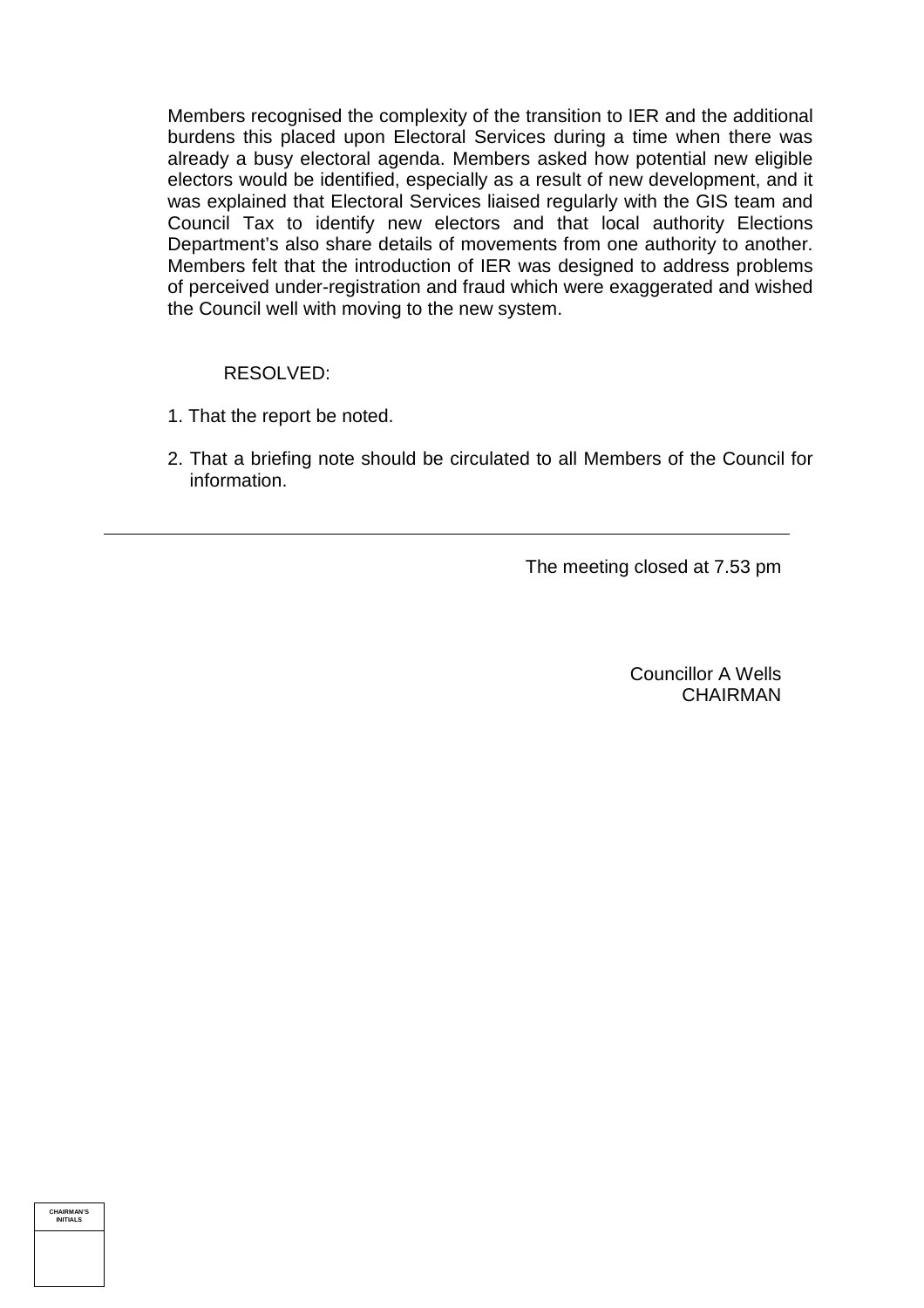Members recognised the complexity of the transition to IER and the additional burdens this placed upon Electoral Services during a time when there was already a busy electoral agenda. Members asked how potential new eligible electors would be identified, especially as a result of new development, and it was explained that Electoral Services liaised regularly with the GIS team and Council Tax to identify new electors and that local authority Elections Department's also share details of movements from one authority to another. Members felt that the introduction of IER was designed to address problems of perceived under-registration and fraud which were exaggerated and wished the Council well with moving to the new system.

RESOLVED:

1. That the report be noted.
2. That a briefing note should be circulated to all Members of the Council for information.

---

The meeting closed at 7.53 pm

Councillor A Wells
CHAIRMAN

CHAIRMAN'S INITIALS